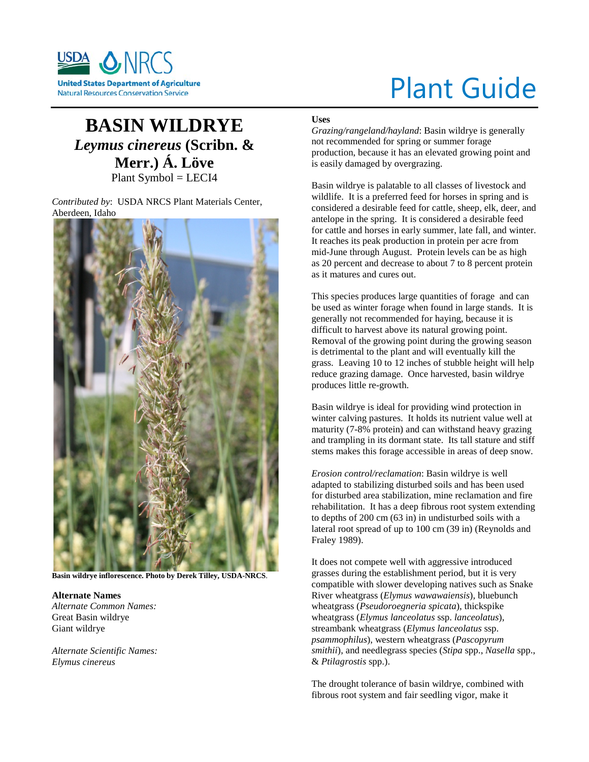# Plant Guide

# BASIN WILDRYE

## *Leymus cinereus* (Scribn. & Merr.) Á. Löve

Plant Symbol = LECI4

*Contributed by*: USDA NRCS Plant Materials Center, Aberdeen, Idaho

**Basin wildrye inflorescence. Photo by Derek Tilley, USDA-NRCS**.

### Alternate Names

*Alternate Common Names:*
Great Basin wildrye
Giant wildrye

*Alternate Scientific Names:*
*Elymus cinereus*

### Uses

*Grazing/rangeland/hayland*: Basin wildrye is generally not recommended for spring or summer forage production, because it has an elevated growing point and is easily damaged by overgrazing.

Basin wildrye is palatable to all classes of livestock and wildlife. It is a preferred feed for horses in spring and is considered a desirable feed for cattle, sheep, elk, deer, and antelope in the spring. It is considered a desirable feed for cattle and horses in early summer, late fall, and winter. It reaches its peak production in protein per acre from mid-June through August. Protein levels can be as high as 20 percent and decrease to about 7 to 8 percent protein as it matures and cures out.

This species produces large quantities of forage and can be used as winter forage when found in large stands. It is generally not recommended for haying, because it is difficult to harvest above its natural growing point. Removal of the growing point during the growing season is detrimental to the plant and will eventually kill the grass. Leaving 10 to 12 inches of stubble height will help reduce grazing damage. Once harvested, basin wildrye produces little re-growth.

Basin wildrye is ideal for providing wind protection in winter calving pastures. It holds its nutrient value well at maturity (7-8% protein) and can withstand heavy grazing and trampling in its dormant state. Its tall stature and stiff stems makes this forage accessible in areas of deep snow.

*Erosion control/reclamation*: Basin wildrye is well adapted to stabilizing disturbed soils and has been used for disturbed area stabilization, mine reclamation and fire rehabilitation. It has a deep fibrous root system extending to depths of 200 cm (63 in) in undisturbed soils with a lateral root spread of up to 100 cm (39 in) (Reynolds and Fraley 1989).

It does not compete well with aggressive introduced grasses during the establishment period, but it is very compatible with slower developing natives such as Snake River wheatgrass (*Elymus wawawaiensis*), bluebunch wheatgrass (*Pseudoroegneria spicata*), thickspike wheatgrass (*Elymus lanceolatus* ssp. *lanceolatus*), streambank wheatgrass (*Elymus lanceolatus* ssp. *psammophilus*), western wheatgrass (*Pascopyrum smithii*), and needlegrass species (*Stipa* spp., *Nasella* spp., & *Ptilagrostis* spp.).

The drought tolerance of basin wildrye, combined with fibrous root system and fair seedling vigor, make it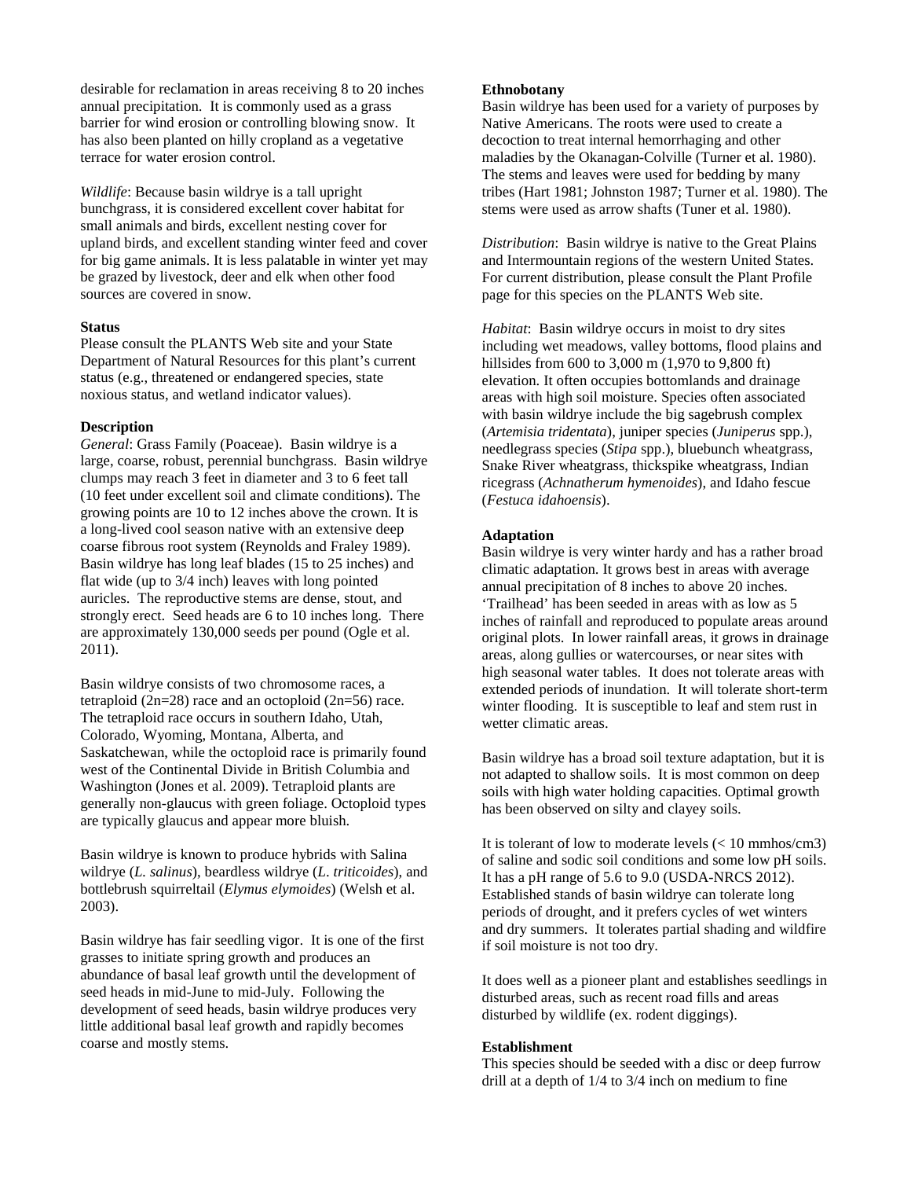desirable for reclamation in areas receiving 8 to 20 inches annual precipitation. It is commonly used as a grass barrier for wind erosion or controlling blowing snow. It has also been planted on hilly cropland as a vegetative terrace for water erosion control.

*Wildlife*: Because basin wildrye is a tall upright bunchgrass, it is considered excellent cover habitat for small animals and birds, excellent nesting cover for upland birds, and excellent standing winter feed and cover for big game animals. It is less palatable in winter yet may be grazed by livestock, deer and elk when other food sources are covered in snow.

**Status**

Please consult the PLANTS Web site and your State Department of Natural Resources for this plant's current status (e.g., threatened or endangered species, state noxious status, and wetland indicator values).

**Description**

*General*: Grass Family (Poaceae). Basin wildrye is a large, coarse, robust, perennial bunchgrass. Basin wildrye clumps may reach 3 feet in diameter and 3 to 6 feet tall (10 feet under excellent soil and climate conditions). The growing points are 10 to 12 inches above the crown. It is a long-lived cool season native with an extensive deep coarse fibrous root system (Reynolds and Fraley 1989). Basin wildrye has long leaf blades (15 to 25 inches) and flat wide (up to 3/4 inch) leaves with long pointed auricles. The reproductive stems are dense, stout, and strongly erect. Seed heads are 6 to 10 inches long. There are approximately 130,000 seeds per pound (Ogle et al. 2011).

Basin wildrye consists of two chromosome races, a tetraploid (2n=28) race and an octoploid (2n=56) race. The tetraploid race occurs in southern Idaho, Utah, Colorado, Wyoming, Montana, Alberta, and Saskatchewan, while the octoploid race is primarily found west of the Continental Divide in British Columbia and Washington (Jones et al. 2009). Tetraploid plants are generally non-glaucus with green foliage. Octoploid types are typically glaucus and appear more bluish.

Basin wildrye is known to produce hybrids with Salina wildrye (*L. salinus*), beardless wildrye (*L. triticoides*), and bottlebrush squirreltail (*Elymus elymoides*) (Welsh et al. 2003).

Basin wildrye has fair seedling vigor. It is one of the first grasses to initiate spring growth and produces an abundance of basal leaf growth until the development of seed heads in mid-June to mid-July. Following the development of seed heads, basin wildrye produces very little additional basal leaf growth and rapidly becomes coarse and mostly stems.

**Ethnobotany**

Basin wildrye has been used for a variety of purposes by Native Americans. The roots were used to create a decoction to treat internal hemorrhaging and other maladies by the Okanagan-Colville (Turner et al. 1980). The stems and leaves were used for bedding by many tribes (Hart 1981; Johnston 1987; Turner et al. 1980). The stems were used as arrow shafts (Tuner et al. 1980).

*Distribution*: Basin wildrye is native to the Great Plains and Intermountain regions of the western United States. For current distribution, please consult the Plant Profile page for this species on the PLANTS Web site.

*Habitat*: Basin wildrye occurs in moist to dry sites including wet meadows, valley bottoms, flood plains and hillsides from 600 to 3,000 m (1,970 to 9,800 ft) elevation. It often occupies bottomlands and drainage areas with high soil moisture. Species often associated with basin wildrye include the big sagebrush complex (*Artemisia tridentata*), juniper species (*Juniperus* spp.), needlegrass species (*Stipa* spp.), bluebunch wheatgrass, Snake River wheatgrass, thickspike wheatgrass, Indian ricegrass (*Achnatherum hymenoides*), and Idaho fescue (*Festuca idahoensis*).

**Adaptation**

Basin wildrye is very winter hardy and has a rather broad climatic adaptation. It grows best in areas with average annual precipitation of 8 inches to above 20 inches. 'Trailhead' has been seeded in areas with as low as 5 inches of rainfall and reproduced to populate areas around original plots. In lower rainfall areas, it grows in drainage areas, along gullies or watercourses, or near sites with high seasonal water tables. It does not tolerate areas with extended periods of inundation. It will tolerate short-term winter flooding. It is susceptible to leaf and stem rust in wetter climatic areas.

Basin wildrye has a broad soil texture adaptation, but it is not adapted to shallow soils. It is most common on deep soils with high water holding capacities. Optimal growth has been observed on silty and clayey soils.

It is tolerant of low to moderate levels (< 10 mmhos/cm3) of saline and sodic soil conditions and some low pH soils. It has a pH range of 5.6 to 9.0 (USDA-NRCS 2012). Established stands of basin wildrye can tolerate long periods of drought, and it prefers cycles of wet winters and dry summers. It tolerates partial shading and wildfire if soil moisture is not too dry.

It does well as a pioneer plant and establishes seedlings in disturbed areas, such as recent road fills and areas disturbed by wildlife (ex. rodent diggings).

**Establishment**

This species should be seeded with a disc or deep furrow drill at a depth of 1/4 to 3/4 inch on medium to fine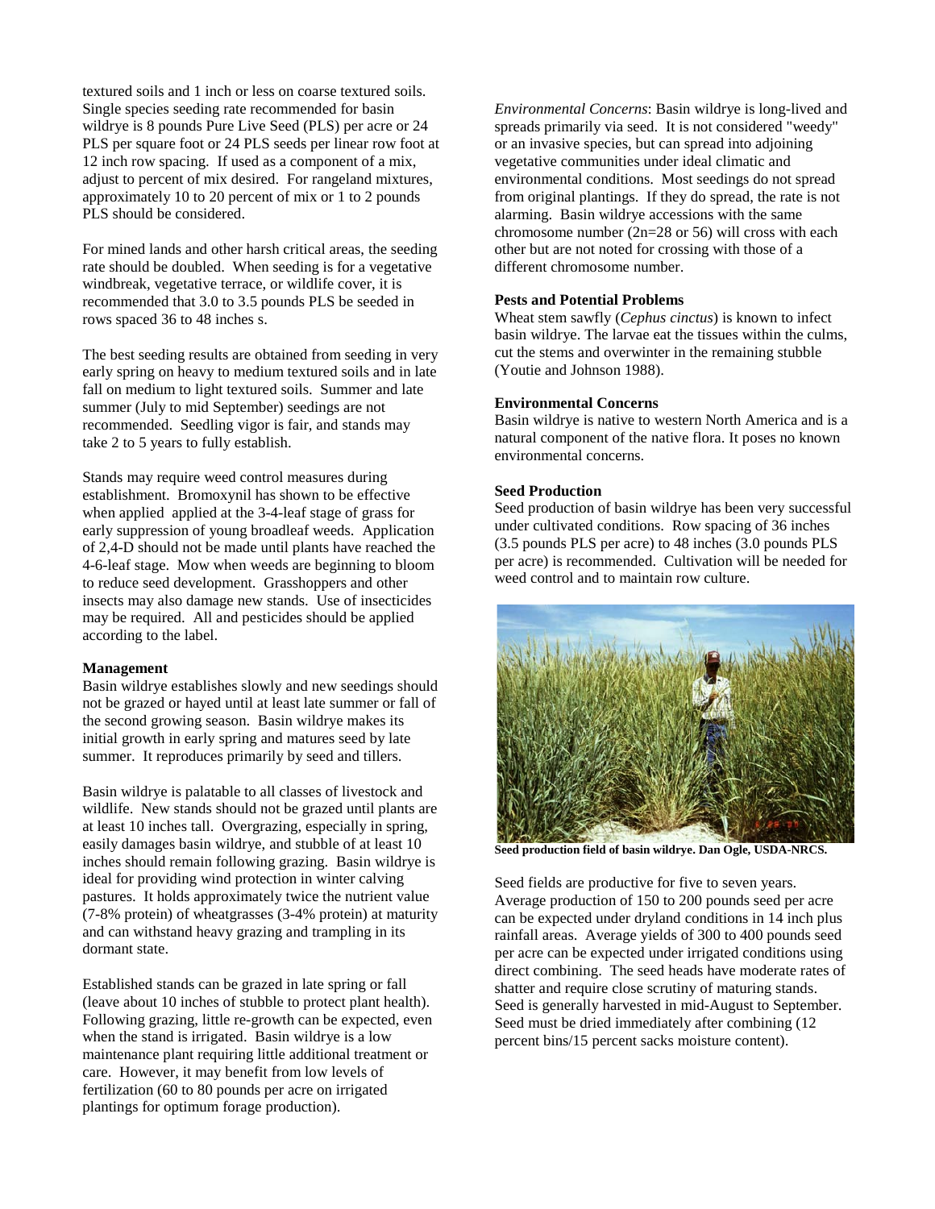textured soils and 1 inch or less on coarse textured soils. Single species seeding rate recommended for basin wildrye is 8 pounds Pure Live Seed (PLS) per acre or 24 PLS per square foot or 24 PLS seeds per linear row foot at 12 inch row spacing. If used as a component of a mix, adjust to percent of mix desired. For rangeland mixtures, approximately 10 to 20 percent of mix or 1 to 2 pounds PLS should be considered.

For mined lands and other harsh critical areas, the seeding rate should be doubled. When seeding is for a vegetative windbreak, vegetative terrace, or wildlife cover, it is recommended that 3.0 to 3.5 pounds PLS be seeded in rows spaced 36 to 48 inches s.

The best seeding results are obtained from seeding in very early spring on heavy to medium textured soils and in late fall on medium to light textured soils. Summer and late summer (July to mid September) seedings are not recommended. Seedling vigor is fair, and stands may take 2 to 5 years to fully establish.

Stands may require weed control measures during establishment. Bromoxynil has shown to be effective when applied applied at the 3-4-leaf stage of grass for early suppression of young broadleaf weeds. Application of 2,4-D should not be made until plants have reached the 4-6-leaf stage. Mow when weeds are beginning to bloom to reduce seed development. Grasshoppers and other insects may also damage new stands. Use of insecticides may be required. All and pesticides should be applied according to the label.

**Management**

Basin wildrye establishes slowly and new seedings should not be grazed or hayed until at least late summer or fall of the second growing season. Basin wildrye makes its initial growth in early spring and matures seed by late summer. It reproduces primarily by seed and tillers.

Basin wildrye is palatable to all classes of livestock and wildlife. New stands should not be grazed until plants are at least 10 inches tall. Overgrazing, especially in spring, easily damages basin wildrye, and stubble of at least 10 inches should remain following grazing. Basin wildrye is ideal for providing wind protection in winter calving pastures. It holds approximately twice the nutrient value (7-8% protein) of wheatgrasses (3-4% protein) at maturity and can withstand heavy grazing and trampling in its dormant state.

Established stands can be grazed in late spring or fall (leave about 10 inches of stubble to protect plant health). Following grazing, little re-growth can be expected, even when the stand is irrigated. Basin wildrye is a low maintenance plant requiring little additional treatment or care. However, it may benefit from low levels of fertilization (60 to 80 pounds per acre on irrigated plantings for optimum forage production).

*Environmental Concerns*: Basin wildrye is long-lived and spreads primarily via seed. It is not considered "weedy" or an invasive species, but can spread into adjoining vegetative communities under ideal climatic and environmental conditions. Most seedings do not spread from original plantings. If they do spread, the rate is not alarming. Basin wildrye accessions with the same chromosome number (2n=28 or 56) will cross with each other but are not noted for crossing with those of a different chromosome number.

**Pests and Potential Problems**

Wheat stem sawfly (*Cephus cinctus*) is known to infect basin wildrye. The larvae eat the tissues within the culms, cut the stems and overwinter in the remaining stubble (Youtie and Johnson 1988).

**Environmental Concerns**

Basin wildrye is native to western North America and is a natural component of the native flora. It poses no known environmental concerns.

**Seed Production**

Seed production of basin wildrye has been very successful under cultivated conditions. Row spacing of 36 inches (3.5 pounds PLS per acre) to 48 inches (3.0 pounds PLS per acre) is recommended. Cultivation will be needed for weed control and to maintain row culture.

**Seed production field of basin wildrye. Dan Ogle, USDA-NRCS.**

Seed fields are productive for five to seven years. Average production of 150 to 200 pounds seed per acre can be expected under dryland conditions in 14 inch plus rainfall areas. Average yields of 300 to 400 pounds seed per acre can be expected under irrigated conditions using direct combining. The seed heads have moderate rates of shatter and require close scrutiny of maturing stands. Seed is generally harvested in mid-August to September. Seed must be dried immediately after combining (12 percent bins/15 percent sacks moisture content).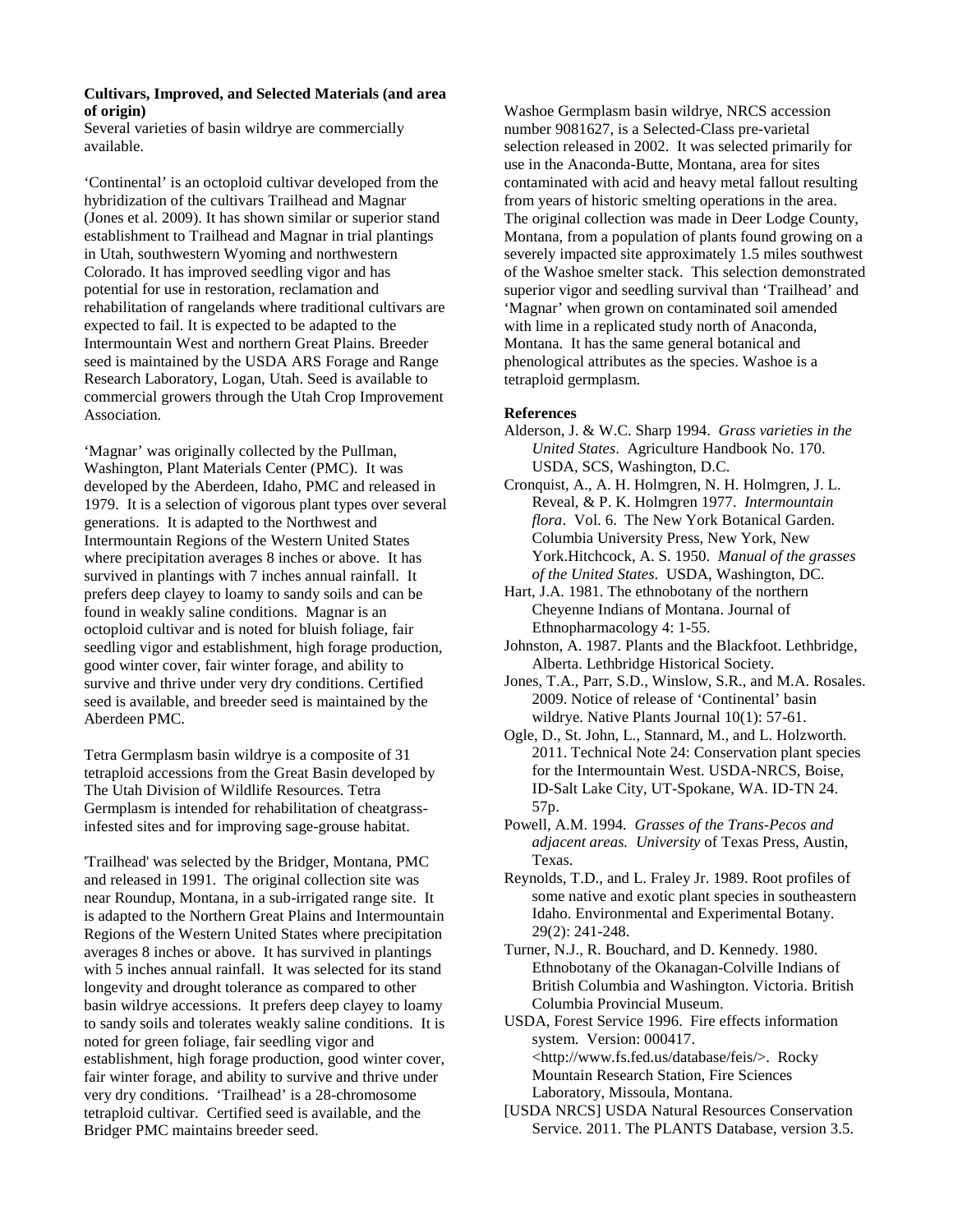**Cultivars, Improved, and Selected Materials (and area of origin)**

Several varieties of basin wildrye are commercially available.

'Continental' is an octoploid cultivar developed from the hybridization of the cultivars Trailhead and Magnar (Jones et al. 2009). It has shown similar or superior stand establishment to Trailhead and Magnar in trial plantings in Utah, southwestern Wyoming and northwestern Colorado. It has improved seedling vigor and has potential for use in restoration, reclamation and rehabilitation of rangelands where traditional cultivars are expected to fail. It is expected to be adapted to the Intermountain West and northern Great Plains. Breeder seed is maintained by the USDA ARS Forage and Range Research Laboratory, Logan, Utah. Seed is available to commercial growers through the Utah Crop Improvement Association.

'Magnar' was originally collected by the Pullman, Washington, Plant Materials Center (PMC). It was developed by the Aberdeen, Idaho, PMC and released in 1979. It is a selection of vigorous plant types over several generations. It is adapted to the Northwest and Intermountain Regions of the Western United States where precipitation averages 8 inches or above. It has survived in plantings with 7 inches annual rainfall. It prefers deep clayey to loamy to sandy soils and can be found in weakly saline conditions. Magnar is an octoploid cultivar and is noted for bluish foliage, fair seedling vigor and establishment, high forage production, good winter cover, fair winter forage, and ability to survive and thrive under very dry conditions. Certified seed is available, and breeder seed is maintained by the Aberdeen PMC.

Tetra Germplasm basin wildrye is a composite of 31 tetraploid accessions from the Great Basin developed by The Utah Division of Wildlife Resources. Tetra Germplasm is intended for rehabilitation of cheatgrass-infested sites and for improving sage-grouse habitat.

'Trailhead' was selected by the Bridger, Montana, PMC and released in 1991. The original collection site was near Roundup, Montana, in a sub-irrigated range site. It is adapted to the Northern Great Plains and Intermountain Regions of the Western United States where precipitation averages 8 inches or above. It has survived in plantings with 5 inches annual rainfall. It was selected for its stand longevity and drought tolerance as compared to other basin wildrye accessions. It prefers deep clayey to loamy to sandy soils and tolerates weakly saline conditions. It is noted for green foliage, fair seedling vigor and establishment, high forage production, good winter cover, fair winter forage, and ability to survive and thrive under very dry conditions. 'Trailhead' is a 28-chromosome tetraploid cultivar. Certified seed is available, and the Bridger PMC maintains breeder seed.

Washoe Germplasm basin wildrye, NRCS accession number 9081627, is a Selected-Class pre-varietal selection released in 2002. It was selected primarily for use in the Anaconda-Butte, Montana, area for sites contaminated with acid and heavy metal fallout resulting from years of historic smelting operations in the area. The original collection was made in Deer Lodge County, Montana, from a population of plants found growing on a severely impacted site approximately 1.5 miles southwest of the Washoe smelter stack. This selection demonstrated superior vigor and seedling survival than 'Trailhead' and 'Magnar' when grown on contaminated soil amended with lime in a replicated study north of Anaconda, Montana. It has the same general botanical and phenological attributes as the species. Washoe is a tetraploid germplasm.

**References**

Alderson, J. & W.C. Sharp 1994. *Grass varieties in the United States*. Agriculture Handbook No. 170. USDA, SCS, Washington, D.C.

Cronquist, A., A. H. Holmgren, N. H. Holmgren, J. L. Reveal, & P. K. Holmgren 1977. *Intermountain flora*. Vol. 6. The New York Botanical Garden. Columbia University Press, New York, New York.Hitchcock, A. S. 1950. *Manual of the grasses of the United States*. USDA, Washington, DC.

Hart, J.A. 1981. The ethnobotany of the northern Cheyenne Indians of Montana. Journal of Ethnopharmacology 4: 1-55.

Johnston, A. 1987. Plants and the Blackfoot. Lethbridge, Alberta. Lethbridge Historical Society.

Jones, T.A., Parr, S.D., Winslow, S.R., and M.A. Rosales. 2009. Notice of release of 'Continental' basin wildrye. Native Plants Journal 10(1): 57-61.

Ogle, D., St. John, L., Stannard, M., and L. Holzworth. 2011. Technical Note 24: Conservation plant species for the Intermountain West. USDA-NRCS, Boise, ID-Salt Lake City, UT-Spokane, WA. ID-TN 24. 57p.

Powell, A.M. 1994. *Grasses of the Trans-Pecos and adjacent areas. University* of Texas Press, Austin, Texas.

Reynolds, T.D., and L. Fraley Jr. 1989. Root profiles of some native and exotic plant species in southeastern Idaho. Environmental and Experimental Botany. 29(2): 241-248.

Turner, N.J., R. Bouchard, and D. Kennedy. 1980. Ethnobotany of the Okanagan-Colville Indians of British Columbia and Washington. Victoria. British Columbia Provincial Museum.

USDA, Forest Service 1996. Fire effects information system. Version: 000417. <http://www.fs.fed.us/database/feis/>. Rocky Mountain Research Station, Fire Sciences Laboratory, Missoula, Montana.

[USDA NRCS] USDA Natural Resources Conservation Service. 2011. The PLANTS Database, version 3.5.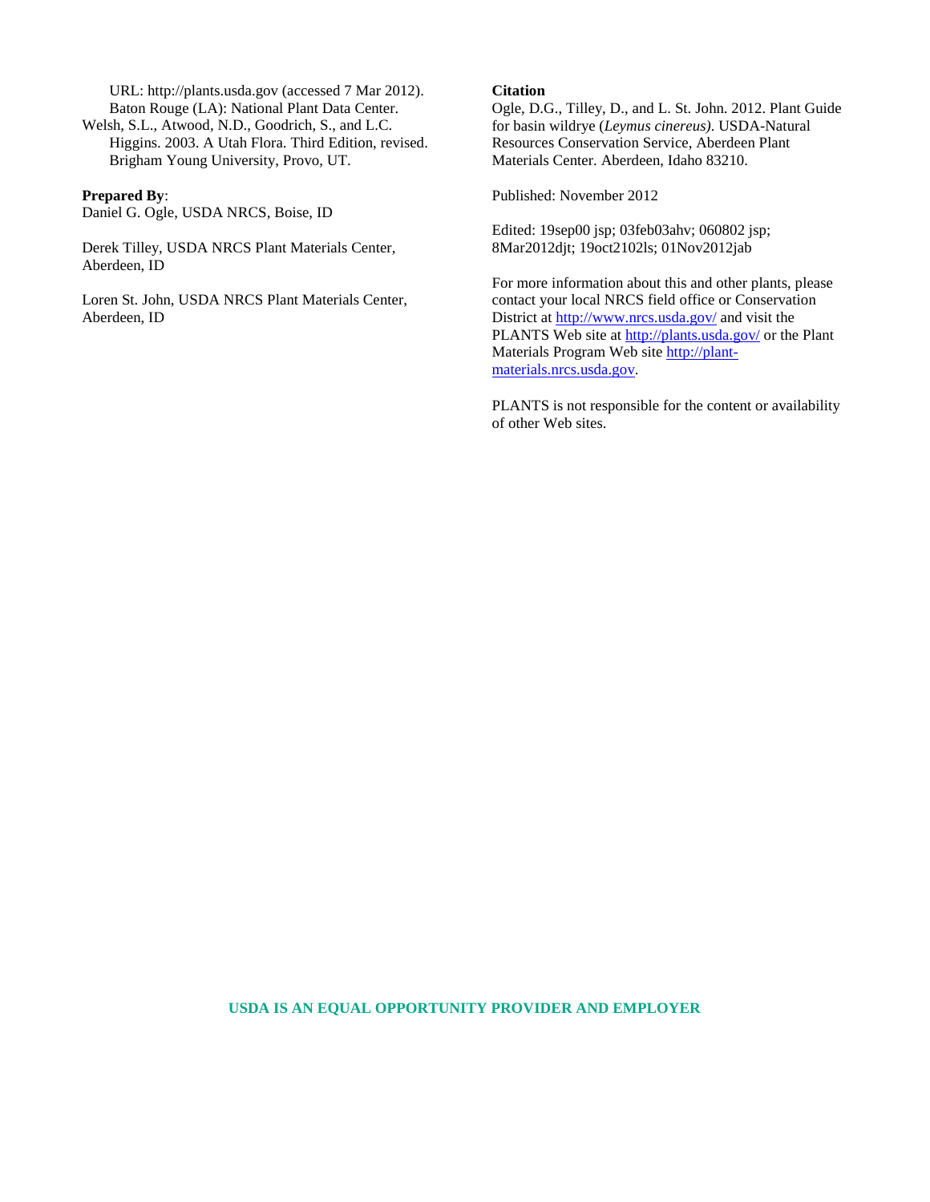URL: http://plants.usda.gov (accessed 7 Mar 2012). Baton Rouge (LA): National Plant Data Center.

Welsh, S.L., Atwood, N.D., Goodrich, S., and L.C. Higgins. 2003. A Utah Flora. Third Edition, revised. Brigham Young University, Provo, UT.

**Prepared By**:

Daniel G. Ogle, USDA NRCS, Boise, ID

Derek Tilley, USDA NRCS Plant Materials Center, Aberdeen, ID

Loren St. John, USDA NRCS Plant Materials Center, Aberdeen, ID

**Citation**

Ogle, D.G., Tilley, D., and L. St. John. 2012. Plant Guide for basin wildrye (*Leymus cinereus)*. USDA-Natural Resources Conservation Service, Aberdeen Plant Materials Center. Aberdeen, Idaho 83210.

Published: November 2012

Edited: 19sep00 jsp; 03feb03ahv; 060802 jsp; 8Mar2012djt; 19oct2102ls; 01Nov2012jab

For more information about this and other plants, please contact your local NRCS field office or Conservation District at http://www.nrcs.usda.gov/ and visit the PLANTS Web site at http://plants.usda.gov/ or the Plant Materials Program Web site http://plant-materials.nrcs.usda.gov.

PLANTS is not responsible for the content or availability of other Web sites.

**USDA IS AN EQUAL OPPORTUNITY PROVIDER AND EMPLOYER**